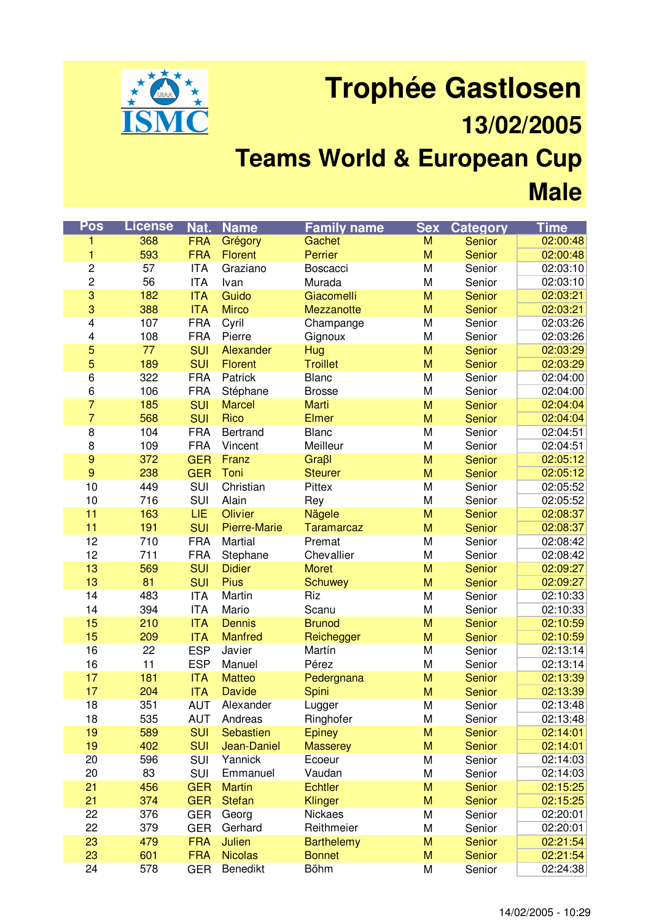# Trophée Gastlosen

## 13/02/2005

## Teams World & European Cup

## Male

| Pos | License | Nat. | Name | Family name | Sex | Category | Time |
|---|---|---|---|---|---|---|---|
| 1 | 368 | FRA | Grégory | Gachet | M | Senior | 02:00:48 |
| 1 | 593 | FRA | Florent | Perrier | M | Senior | 02:00:48 |
| 2 | 57 | ITA | Graziano | Boscacci | M | Senior | 02:03:10 |
| 2 | 56 | ITA | Ivan | Murada | M | Senior | 02:03:10 |
| 3 | 182 | ITA | Guido | Giacomelli | M | Senior | 02:03:21 |
| 3 | 388 | ITA | Mirco | Mezzanotte | M | Senior | 02:03:21 |
| 4 | 107 | FRA | Cyril | Champange | M | Senior | 02:03:26 |
| 4 | 108 | FRA | Pierre | Gignoux | M | Senior | 02:03:26 |
| 5 | 77 | SUI | Alexander | Hug | M | Senior | 02:03:29 |
| 5 | 189 | SUI | Florent | Troillet | M | Senior | 02:03:29 |
| 6 | 322 | FRA | Patrick | Blanc | M | Senior | 02:04:00 |
| 6 | 106 | FRA | Stéphane | Brosse | M | Senior | 02:04:00 |
| 7 | 185 | SUI | Marcel | Marti | M | Senior | 02:04:04 |
| 7 | 568 | SUI | Rico | Elmer | M | Senior | 02:04:04 |
| 8 | 104 | FRA | Bertrand | Blanc | M | Senior | 02:04:51 |
| 8 | 109 | FRA | Vincent | Meilleur | M | Senior | 02:04:51 |
| 9 | 372 | GER | Franz | Graβl | M | Senior | 02:05:12 |
| 9 | 238 | GER | Toni | Steurer | M | Senior | 02:05:12 |
| 10 | 449 | SUI | Christian | Pittex | M | Senior | 02:05:52 |
| 10 | 716 | SUI | Alain | Rey | M | Senior | 02:05:52 |
| 11 | 163 | LIE | Olivier | Nägele | M | Senior | 02:08:37 |
| 11 | 191 | SUI | Pierre-Marie | Taramarcaz | M | Senior | 02:08:37 |
| 12 | 710 | FRA | Martial | Premat | M | Senior | 02:08:42 |
| 12 | 711 | FRA | Stephane | Chevallier | M | Senior | 02:08:42 |
| 13 | 569 | SUI | Didier | Moret | M | Senior | 02:09:27 |
| 13 | 81 | SUI | Pius | Schuwey | M | Senior | 02:09:27 |
| 14 | 483 | ITA | Martin | Riz | M | Senior | 02:10:33 |
| 14 | 394 | ITA | Mario | Scanu | M | Senior | 02:10:33 |
| 15 | 210 | ITA | Dennis | Brunod | M | Senior | 02:10:59 |
| 15 | 209 | ITA | Manfred | Reichegger | M | Senior | 02:10:59 |
| 16 | 22 | ESP | Javier | Martín | M | Senior | 02:13:14 |
| 16 | 11 | ESP | Manuel | Pérez | M | Senior | 02:13:14 |
| 17 | 181 | ITA | Matteo | Pedergnana | M | Senior | 02:13:39 |
| 17 | 204 | ITA | Davide | Spini | M | Senior | 02:13:39 |
| 18 | 351 | AUT | Alexander | Lugger | M | Senior | 02:13:48 |
| 18 | 535 | AUT | Andreas | Ringhofer | M | Senior | 02:13:48 |
| 19 | 589 | SUI | Sebastien | Epiney | M | Senior | 02:14:01 |
| 19 | 402 | SUI | Jean-Daniel | Masserey | M | Senior | 02:14:01 |
| 20 | 596 | SUI | Yannick | Ecoeur | M | Senior | 02:14:03 |
| 20 | 83 | SUI | Emmanuel | Vaudan | M | Senior | 02:14:03 |
| 21 | 456 | GER | Martin | Echtler | M | Senior | 02:15:25 |
| 21 | 374 | GER | Stefan | Klinger | M | Senior | 02:15:25 |
| 22 | 376 | GER | Georg | Nickaes | M | Senior | 02:20:01 |
| 22 | 379 | GER | Gerhard | Reithmeier | M | Senior | 02:20:01 |
| 23 | 479 | FRA | Julien | Barthelemy | M | Senior | 02:21:54 |
| 23 | 601 | FRA | Nicolas | Bonnet | M | Senior | 02:21:54 |
| 24 | 578 | GER | Benedikt | Böhm | M | Senior | 02:24:38 |

14/02/2005 - 10:29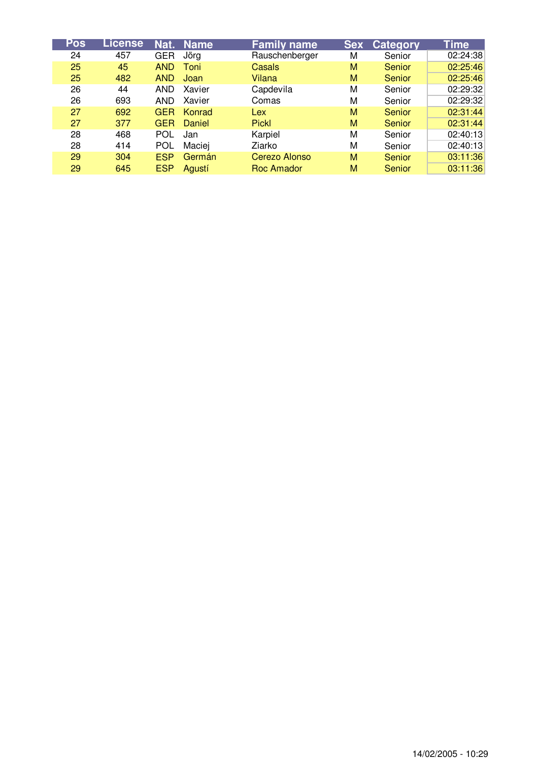| Pos | License | Nat. | Name | Family name | Sex | Category | Time |
|---|---|---|---|---|---|---|---|
| 24 | 457 | GER | Jörg | Rauschenberger | M | Senior | 02:24:38 |
| 25 | 45 | AND | Toni | Casals | M | Senior | 02:25:46 |
| 25 | 482 | AND | Joan | Vilana | M | Senior | 02:25:46 |
| 26 | 44 | AND | Xavier | Capdevila | M | Senior | 02:29:32 |
| 26 | 693 | AND | Xavier | Comas | M | Senior | 02:29:32 |
| 27 | 692 | GER | Konrad | Lex | M | Senior | 02:31:44 |
| 27 | 377 | GER | Daniel | Pickl | M | Senior | 02:31:44 |
| 28 | 468 | POL | Jan | Karpiel | M | Senior | 02:40:13 |
| 28 | 414 | POL | Maciej | Ziarko | M | Senior | 02:40:13 |
| 29 | 304 | ESP | Germán | Cerezo Alonso | M | Senior | 03:11:36 |
| 29 | 645 | ESP | Agustí | Roc Amador | M | Senior | 03:11:36 |

14/02/2005 - 10:29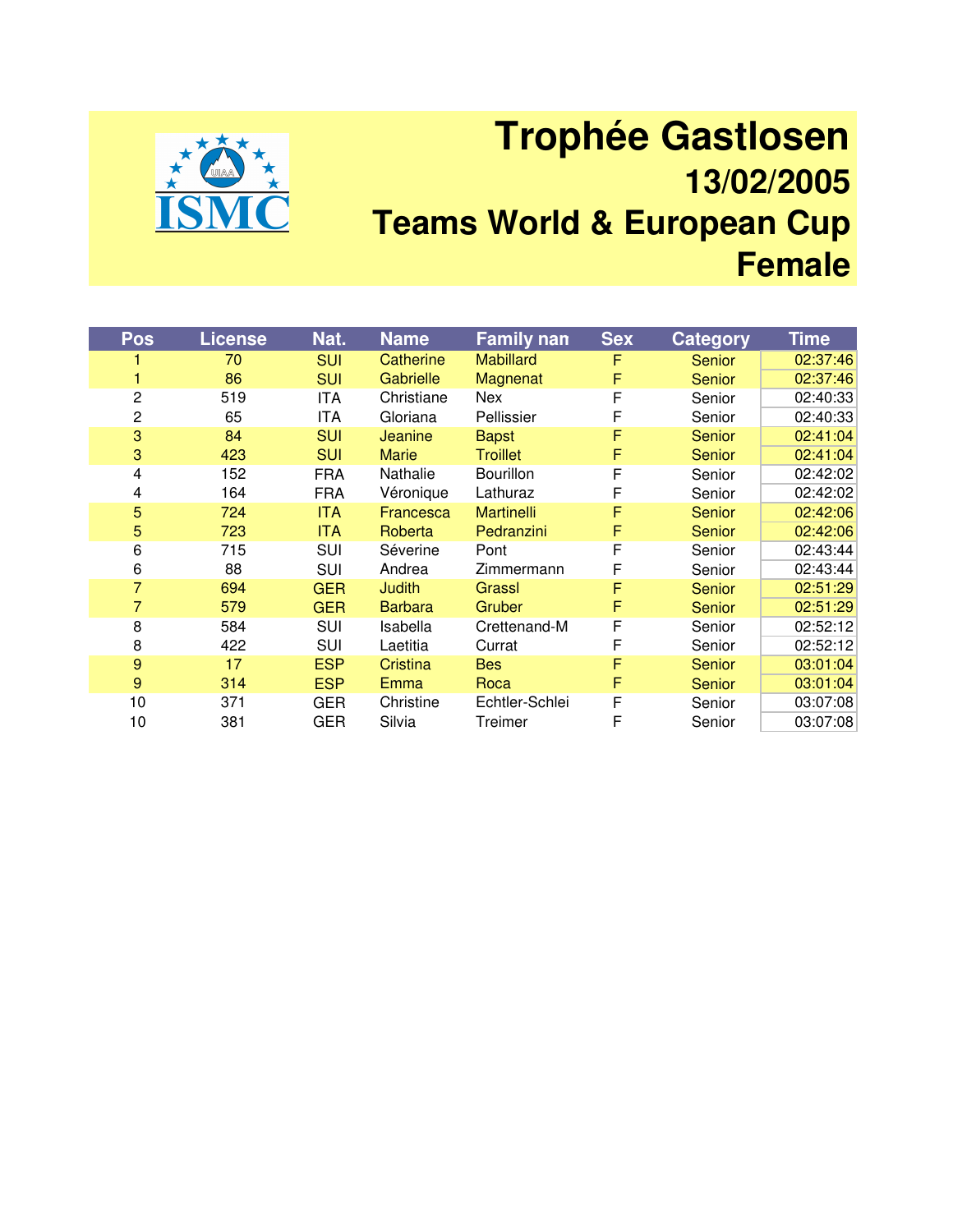# Trophée Gastlosen

## 13/02/2005

## Teams World & European Cup

## Female

| Pos | License | Nat. | Name | Family nan | Sex | Category | Time |
|---|---|---|---|---|---|---|---|
| 1 | 70 | SUI | Catherine | Mabillard | F | Senior | 02:37:46 |
| 1 | 86 | SUI | Gabrielle | Magnenat | F | Senior | 02:37:46 |
| 2 | 519 | ITA | Christiane | Nex | F | Senior | 02:40:33 |
| 2 | 65 | ITA | Gloriana | Pellissier | F | Senior | 02:40:33 |
| 3 | 84 | SUI | Jeanine | Bapst | F | Senior | 02:41:04 |
| 3 | 423 | SUI | Marie | Troillet | F | Senior | 02:41:04 |
| 4 | 152 | FRA | Nathalie | Bourillon | F | Senior | 02:42:02 |
| 4 | 164 | FRA | Véronique | Lathuraz | F | Senior | 02:42:02 |
| 5 | 724 | ITA | Francesca | Martinelli | F | Senior | 02:42:06 |
| 5 | 723 | ITA | Roberta | Pedranzini | F | Senior | 02:42:06 |
| 6 | 715 | SUI | Séverine | Pont | F | Senior | 02:43:44 |
| 6 | 88 | SUI | Andrea | Zimmermann | F | Senior | 02:43:44 |
| 7 | 694 | GER | Judith | Grassl | F | Senior | 02:51:29 |
| 7 | 579 | GER | Barbara | Gruber | F | Senior | 02:51:29 |
| 8 | 584 | SUI | Isabella | Crettenand-M | F | Senior | 02:52:12 |
| 8 | 422 | SUI | Laetitia | Currat | F | Senior | 02:52:12 |
| 9 | 17 | ESP | Cristina | Bes | F | Senior | 03:01:04 |
| 9 | 314 | ESP | Emma | Roca | F | Senior | 03:01:04 |
| 10 | 371 | GER | Christine | Echtler-Schlei | F | Senior | 03:07:08 |
| 10 | 381 | GER | Silvia | Treimer | F | Senior | 03:07:08 |